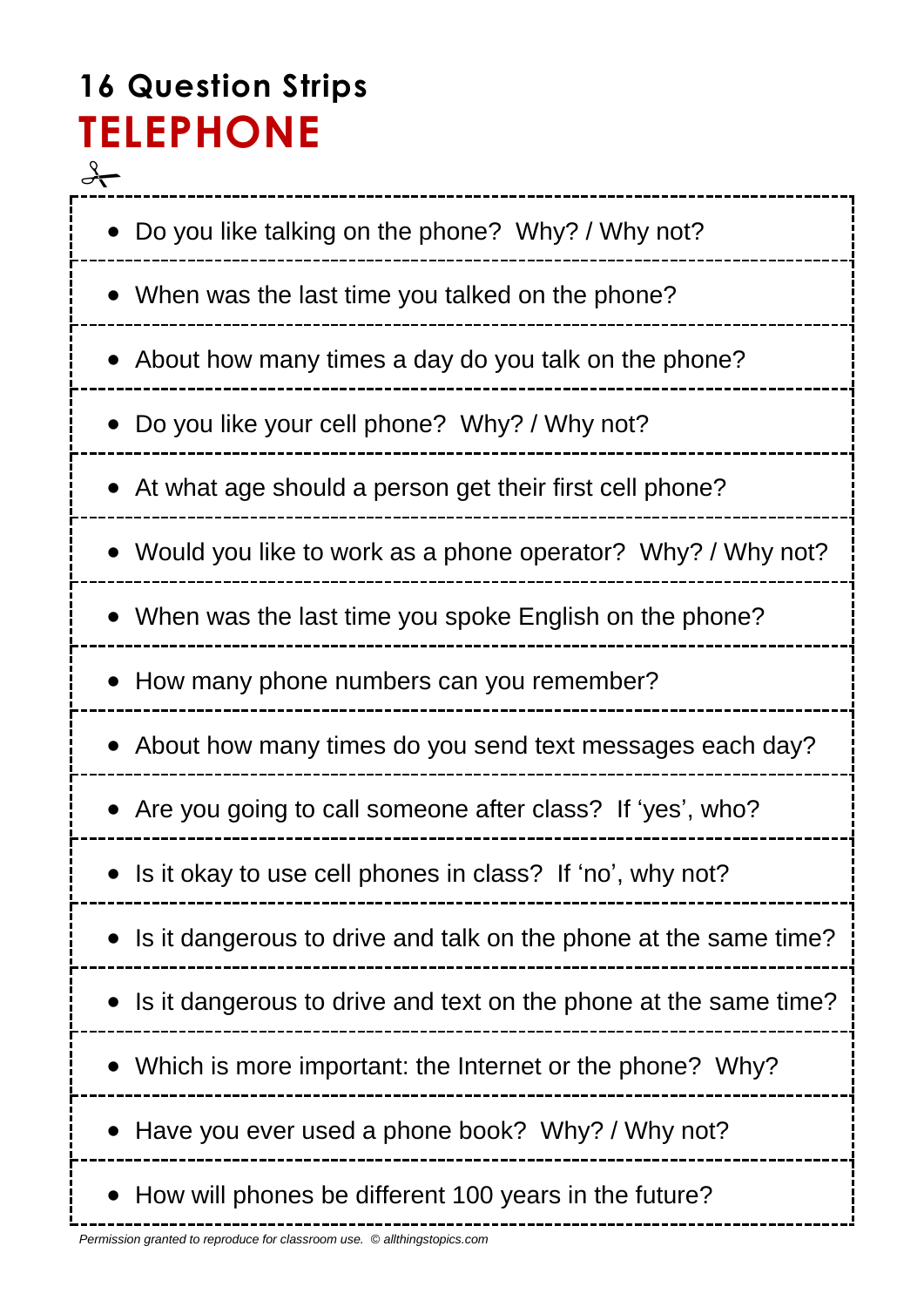## 16 Question Strips

# TELEPHONE

- Do you like talking on the phone?  Why? / Why not?
- When was the last time you talked on the phone?
- About how many times a day do you talk on the phone?
- Do you like your cell phone?  Why? / Why not?
- At what age should a person get their first cell phone?
- Would you like to work as a phone operator?  Why? / Why not?
- When was the last time you spoke English on the phone?
- How many phone numbers can you remember?
- About how many times do you send text messages each day?
- Are you going to call someone after class?  If 'yes', who?
- Is it okay to use cell phones in class?  If 'no', why not?
- Is it dangerous to drive and talk on the phone at the same time?
- Is it dangerous to drive and text on the phone at the same time?
- Which is more important: the Internet or the phone?  Why?
- Have you ever used a phone book?  Why? / Why not?
- How will phones be different 100 years in the future?

*Permission granted to reproduce for classroom use.  © allthingstopics.com*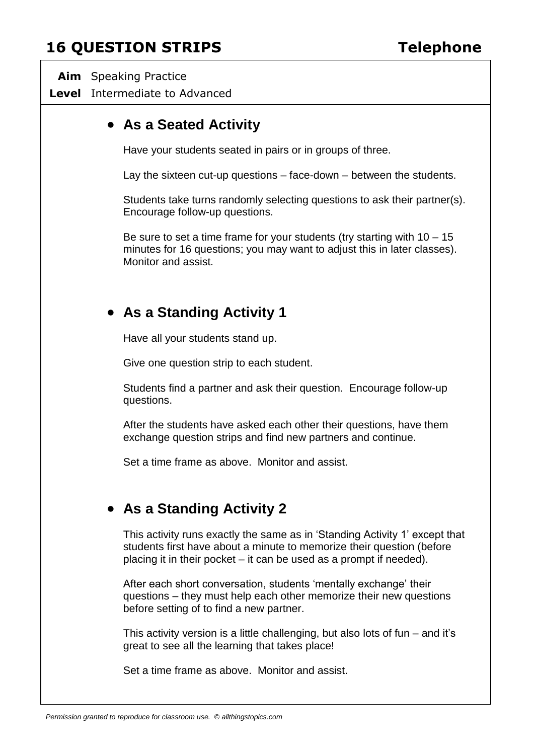# 16 QUESTION STRIPS — Telephone

**Aim** Speaking Practice
**Level** Intermediate to Advanced

## As a Seated Activity

Have your students seated in pairs or in groups of three.

Lay the sixteen cut-up questions – face-down – between the students.

Students take turns randomly selecting questions to ask their partner(s). Encourage follow-up questions.

Be sure to set a time frame for your students (try starting with 10 – 15 minutes for 16 questions; you may want to adjust this in later classes). Monitor and assist.

## As a Standing Activity 1

Have all your students stand up.

Give one question strip to each student.

Students find a partner and ask their question. Encourage follow-up questions.

After the students have asked each other their questions, have them exchange question strips and find new partners and continue.

Set a time frame as above. Monitor and assist.

## As a Standing Activity 2

This activity runs exactly the same as in 'Standing Activity 1' except that students first have about a minute to memorize their question (before placing it in their pocket – it can be used as a prompt if needed).

After each short conversation, students 'mentally exchange' their questions – they must help each other memorize their new questions before setting of to find a new partner.

This activity version is a little challenging, but also lots of fun – and it's great to see all the learning that takes place!

Set a time frame as above. Monitor and assist.

*Permission granted to reproduce for classroom use. © allthingstopics.com*